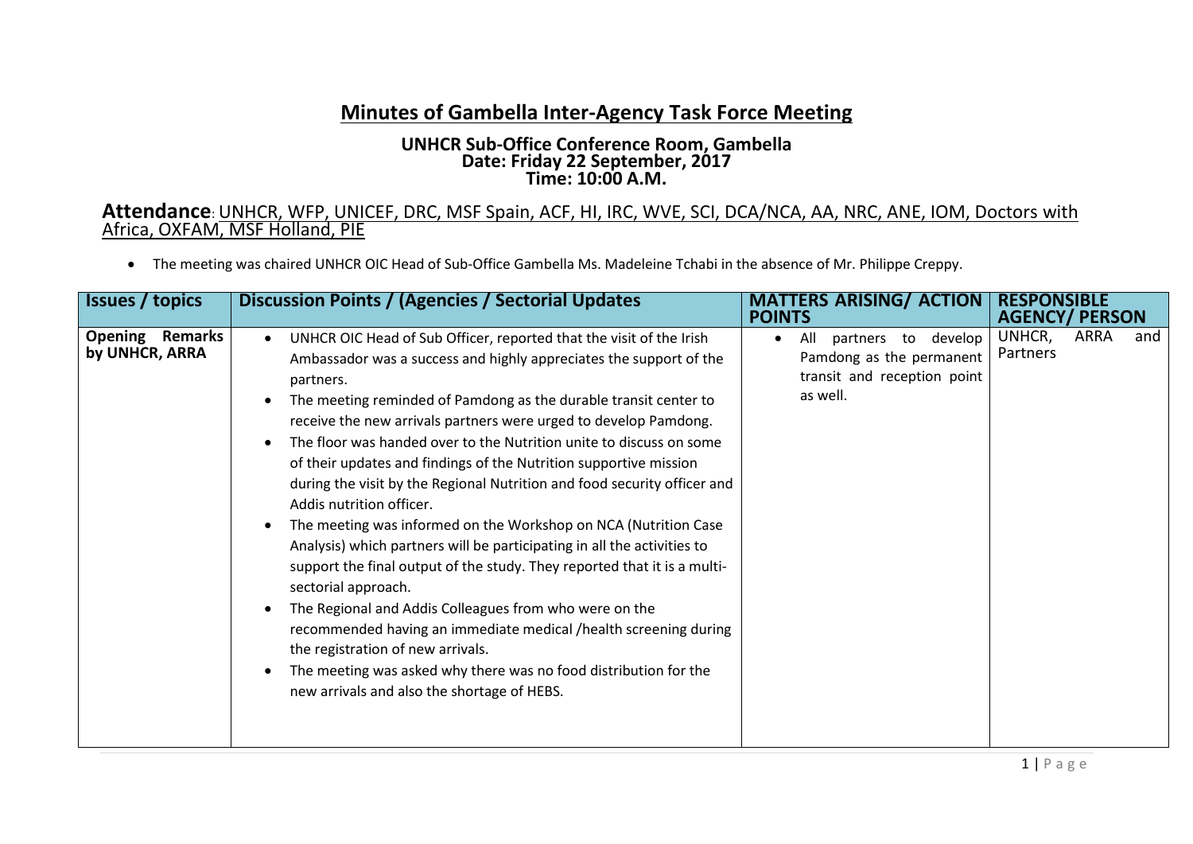# Minutes of Gambella Inter-Agency Task Force Meeting

**UNHCR Sub-Office Conference Room, Gambella**
**Date: Friday 22 September, 2017**
**Time: 10:00 A.M.**

## Attendance: UNHCR, WFP, UNICEF, DRC, MSF Spain, ACF, HI, IRC, WVE, SCI, DCA/NCA, AA, NRC, ANE, IOM, Doctors with Africa, OXFAM, MSF Holland, PIE

- The meeting was chaired UNHCR OIC Head of Sub-Office Gambella Ms. Madeleine Tchabi in the absence of Mr. Philippe Creppy.

| Issues / topics | Discussion Points / (Agencies / Sectorial Updates | MATTERS ARISING/ ACTION POINTS | RESPONSIBLE AGENCY/ PERSON |
|---|---|---|---|
| **Opening Remarks by UNHCR, ARRA** | • UNHCR OIC Head of Sub Officer, reported that the visit of the Irish Ambassador was a success and highly appreciates the support of the partners.<br>• The meeting reminded of Pamdong as the durable transit center to receive the new arrivals partners were urged to develop Pamdong.<br>• The floor was handed over to the Nutrition unite to discuss on some of their updates and findings of the Nutrition supportive mission during the visit by the Regional Nutrition and food security officer and Addis nutrition officer.<br>• The meeting was informed on the Workshop on NCA (Nutrition Case Analysis) which partners will be participating in all the activities to support the final output of the study. They reported that it is a multi-sectorial approach.<br>• The Regional and Addis Colleagues from who were on the recommended having an immediate medical /health screening during the registration of new arrivals.<br>• The meeting was asked why there was no food distribution for the new arrivals and also the shortage of HEBS. | • All partners to develop Pamdong as the permanent transit and reception point as well. | UNHCR, ARRA and Partners |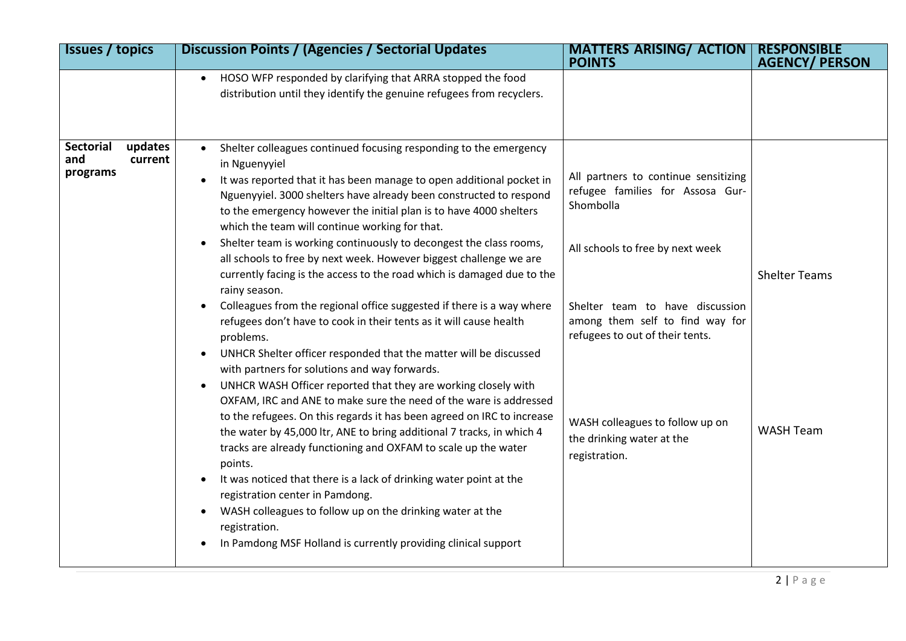| Issues / topics | Discussion Points / (Agencies / Sectorial Updates | MATTERS ARISING/ ACTION POINTS | RESPONSIBLE AGENCY/ PERSON |
|---|---|---|---|
| | • HOSO WFP responded by clarifying that ARRA stopped the food distribution until they identify the genuine refugees from recyclers. | | |
| **Sectorial updates and current programs** | • Shelter colleagues continued focusing responding to the emergency in Nguenyyiel<br>• It was reported that it has been manage to open additional pocket in Nguenyyiel. 3000 shelters have already been constructed to respond to the emergency however the initial plan is to have 4000 shelters which the team will continue working for that.<br>• Shelter team is working continuously to decongest the class rooms, all schools to free by next week. However biggest challenge we are currently facing is the access to the road which is damaged due to the rainy season.<br>• Colleagues from the regional office suggested if there is a way where refugees don't have to cook in their tents as it will cause health problems.<br>• UNHCR Shelter officer responded that the matter will be discussed with partners for solutions and way forwards.<br>• UNHCR WASH Officer reported that they are working closely with OXFAM, IRC and ANE to make sure the need of the ware is addressed to the refugees. On this regards it has been agreed on IRC to increase the water by 45,000 ltr, ANE to bring additional 7 tracks, in which 4 tracks are already functioning and OXFAM to scale up the water points.<br>• It was noticed that there is a lack of drinking water point at the registration center in Pamdong.<br>• WASH colleagues to follow up on the drinking water at the registration.<br>• In Pamdong MSF Holland is currently providing clinical support | All partners to continue sensitizing refugee families for Assosa Gur-Shombolla<br><br>All schools to free by next week<br><br>Shelter team to have discussion among them self to find way for refugees to out of their tents.<br><br>WASH colleagues to follow up on the drinking water at the registration. | Shelter Teams<br><br>WASH Team |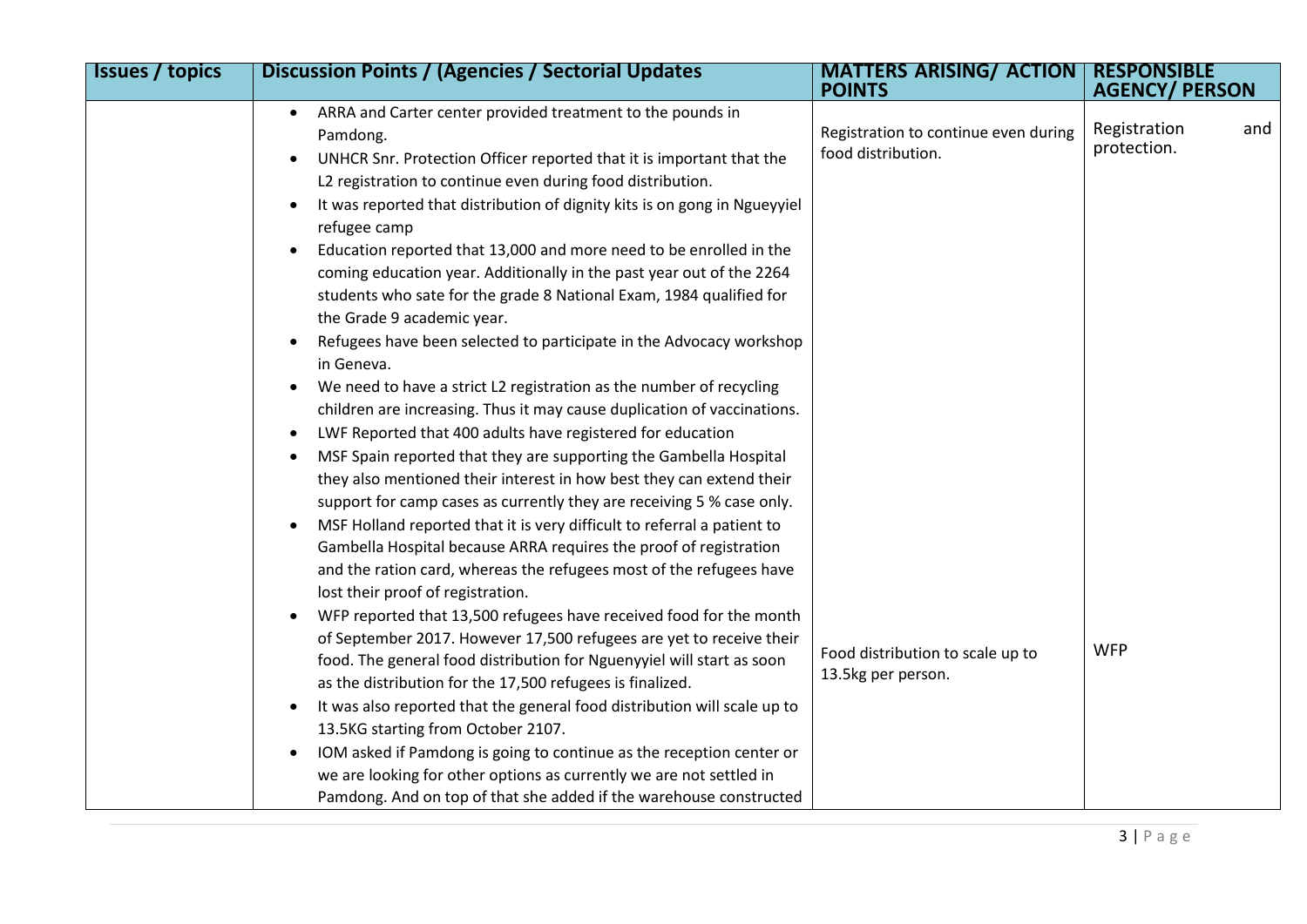| Issues / topics | Discussion Points / (Agencies / Sectorial Updates | MATTERS ARISING/ ACTION POINTS | RESPONSIBLE AGENCY/ PERSON |
|---|---|---|---|
| | • ARRA and Carter center provided treatment to the pounds in Pamdong.<br>• UNHCR Snr. Protection Officer reported that it is important that the L2 registration to continue even during food distribution.<br>• It was reported that distribution of dignity kits is on gong in Ngueyyiel refugee camp<br>• Education reported that 13,000 and more need to be enrolled in the coming education year. Additionally in the past year out of the 2264 students who sate for the grade 8 National Exam, 1984 qualified for the Grade 9 academic year.<br>• Refugees have been selected to participate in the Advocacy workshop in Geneva.<br>• We need to have a strict L2 registration as the number of recycling children are increasing. Thus it may cause duplication of vaccinations.<br>• LWF Reported that 400 adults have registered for education<br>• MSF Spain reported that they are supporting the Gambella Hospital they also mentioned their interest in how best they can extend their support for camp cases as currently they are receiving 5 % case only.<br>• MSF Holland reported that it is very difficult to referral a patient to Gambella Hospital because ARRA requires the proof of registration and the ration card, whereas the refugees most of the refugees have lost their proof of registration.<br>• WFP reported that 13,500 refugees have received food for the month of September 2017. However 17,500 refugees are yet to receive their food. The general food distribution for Nguenyyiel will start as soon as the distribution for the 17,500 refugees is finalized.<br>• It was also reported that the general food distribution will scale up to 13.5KG starting from October 2107.<br>• IOM asked if Pamdong is going to continue as the reception center or we are looking for other options as currently we are not settled in Pamdong. And on top of that she added if the warehouse constructed | Registration to continue even during food distribution.<br><br>Food distribution to scale up to 13.5kg per person. | Registration and protection.<br><br>WFP |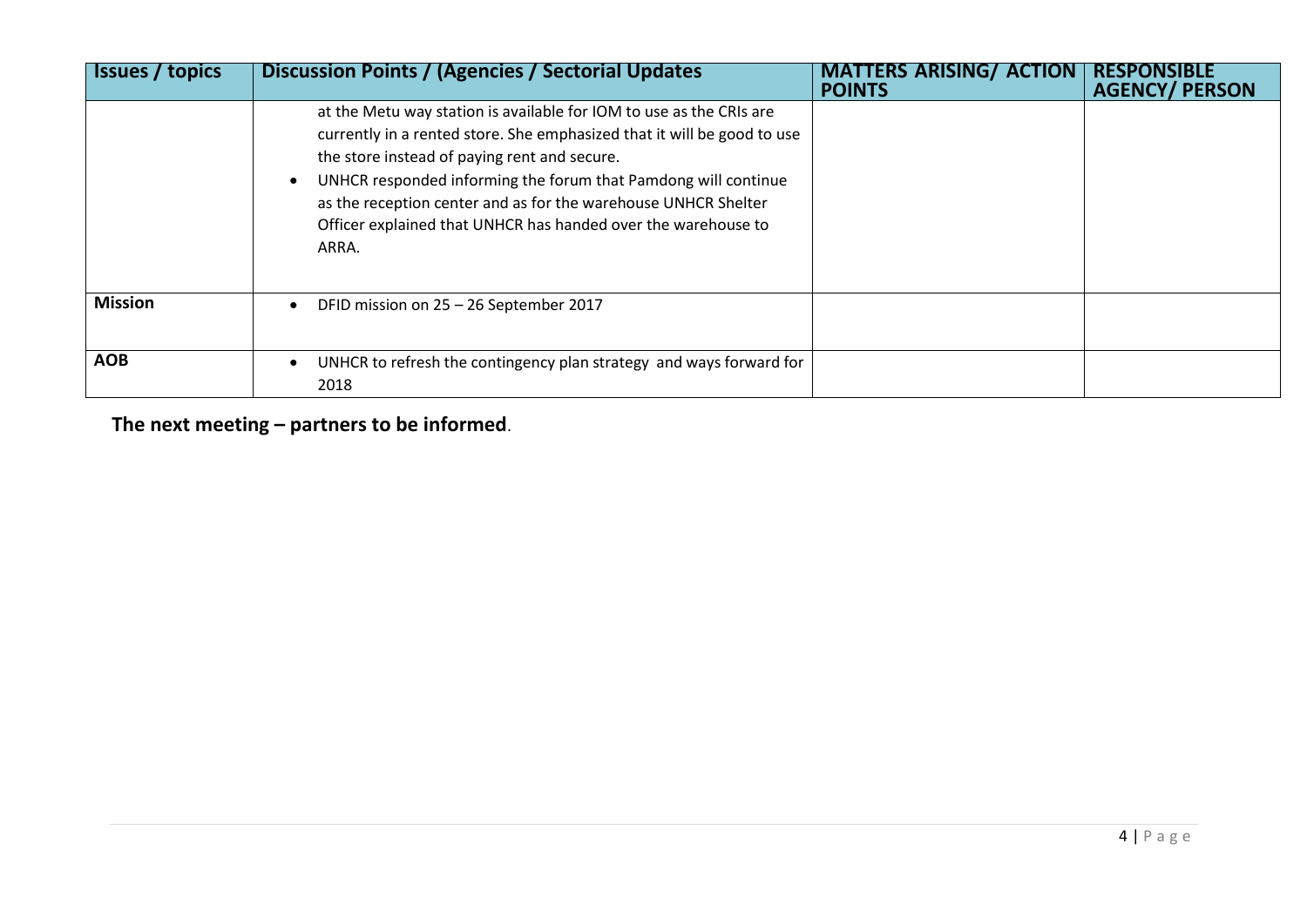| Issues / topics | Discussion Points / (Agencies / Sectorial Updates | MATTERS ARISING/ ACTION POINTS | RESPONSIBLE AGENCY/ PERSON |
|---|---|---|---|
| | at the Metu way station is available for IOM to use as the CRIs are currently in a rented store. She emphasized that it will be good to use the store instead of paying rent and secure.<br>• UNHCR responded informing the forum that Pamdong will continue as the reception center and as for the warehouse UNHCR Shelter Officer explained that UNHCR has handed over the warehouse to ARRA. | | |
| **Mission** | • DFID mission on 25 – 26 September 2017 | | |
| **AOB** | • UNHCR to refresh the contingency plan strategy and ways forward for 2018 | | |

**The next meeting – partners to be informed**.